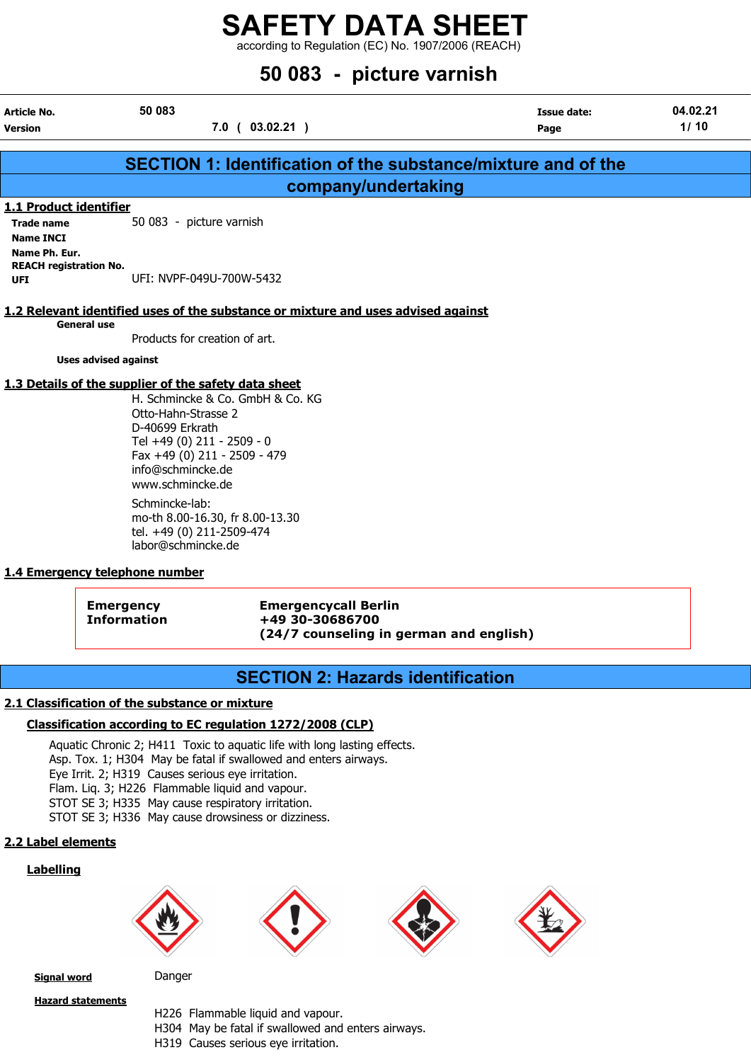# SAFETY DATA SHEET

according to Regulation (EC) No. 1907/2006 (REACH)

# 50 083 - picture varnish

| Article No. | 50 083 | Issue date: | 04.02.21 |
|---|---|---|---|
| Version | 7.0 ( 03.02.21 ) | | |

## SECTION 1: Identification of the substance/mixture and of the company/undertaking

### 1.1 Product identifier

**Trade name** 50 083 - picture varnish
**Name INCI**
**Name Ph. Eur.**
**REACH registration No.**
**UFI** UFI: NVPF-049U-700W-5432

### 1.2 Relevant identified uses of the substance or mixture and uses advised against

**General use**

Products for creation of art.

**Uses advised against**

### 1.3 Details of the supplier of the safety data sheet

H. Schmincke & Co. GmbH & Co. KG
Otto-Hahn-Strasse 2
D-40699 Erkrath
Tel +49 (0) 211 - 2509 - 0
Fax +49 (0) 211 - 2509 - 479
info@schmincke.de
www.schmincke.de

Schmincke-lab:
mo-th 8.00-16.30, fr 8.00-13.30
tel. +49 (0) 211-2509-474
labor@schmincke.de

### 1.4 Emergency telephone number

| Emergency Information | Emergencycall Berlin<br>+49 30-30686700<br>(24/7 counseling in german and english) |
|---|---|

## SECTION 2: Hazards identification

### 2.1 Classification of the substance or mixture

#### Classification according to EC regulation 1272/2008 (CLP)

Aquatic Chronic 2; H411 Toxic to aquatic life with long lasting effects.
Asp. Tox. 1; H304 May be fatal if swallowed and enters airways.
Eye Irrit. 2; H319 Causes serious eye irritation.
Flam. Liq. 3; H226 Flammable liquid and vapour.
STOT SE 3; H335 May cause respiratory irritation.
STOT SE 3; H336 May cause drowsiness or dizziness.

### 2.2 Label elements

#### Labelling

**Signal word** Danger

**Hazard statements**

H226 Flammable liquid and vapour.
H304 May be fatal if swallowed and enters airways.
H319 Causes serious eye irritation.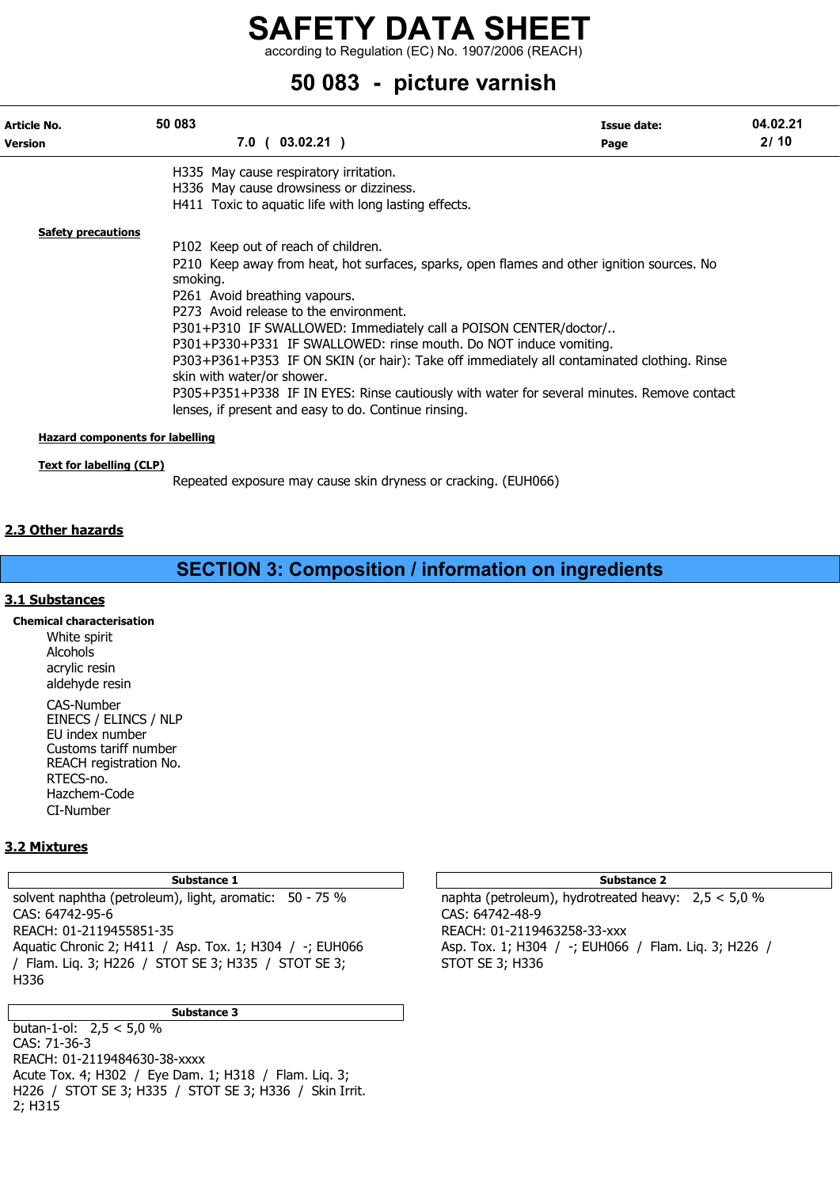H335 May cause respiratory irritation.
H336 May cause drowsiness or dizziness.
H411 Toxic to aquatic life with long lasting effects.

**Safety precautions**

P102 Keep out of reach of children.
P210 Keep away from heat, hot surfaces, sparks, open flames and other ignition sources. No smoking.
P261 Avoid breathing vapours.
P273 Avoid release to the environment.
P301+P310 IF SWALLOWED: Immediately call a POISON CENTER/doctor/..
P301+P330+P331 IF SWALLOWED: rinse mouth. Do NOT induce vomiting.
P303+P361+P353 IF ON SKIN (or hair): Take off immediately all contaminated clothing. Rinse skin with water/or shower.
P305+P351+P338 IF IN EYES: Rinse cautiously with water for several minutes. Remove contact lenses, if present and easy to do. Continue rinsing.

**Hazard components for labelling**

**Text for labelling (CLP)**

Repeated exposure may cause skin dryness or cracking. (EUH066)

## 2.3 Other hazards

# SECTION 3: Composition / information on ingredients

## 3.1 Substances

**Chemical characterisation**

White spirit
Alcohols
acrylic resin
aldehyde resin

CAS-Number
EINECS / ELINCS / NLP
EU index number
Customs tariff number
REACH registration No.
RTECS-no.
Hazchem-Code
CI-Number

## 3.2 Mixtures

**Substance 1**

solvent naphtha (petroleum), light, aromatic: 50 - 75 %
CAS: 64742-95-6
REACH: 01-2119455851-35
Aquatic Chronic 2; H411 / Asp. Tox. 1; H304 / -; EUH066 / Flam. Liq. 3; H226 / STOT SE 3; H335 / STOT SE 3; H336

**Substance 2**

naphta (petroleum), hydrotreated heavy: 2,5 < 5,0 %
CAS: 64742-48-9
REACH: 01-2119463258-33-xxx
Asp. Tox. 1; H304 / -; EUH066 / Flam. Liq. 3; H226 / STOT SE 3; H336

**Substance 3**

butan-1-ol: 2,5 < 5,0 %
CAS: 71-36-3
REACH: 01-2119484630-38-xxxx
Acute Tox. 4; H302 / Eye Dam. 1; H318 / Flam. Liq. 3; H226 / STOT SE 3; H335 / STOT SE 3; H336 / Skin Irrit. 2; H315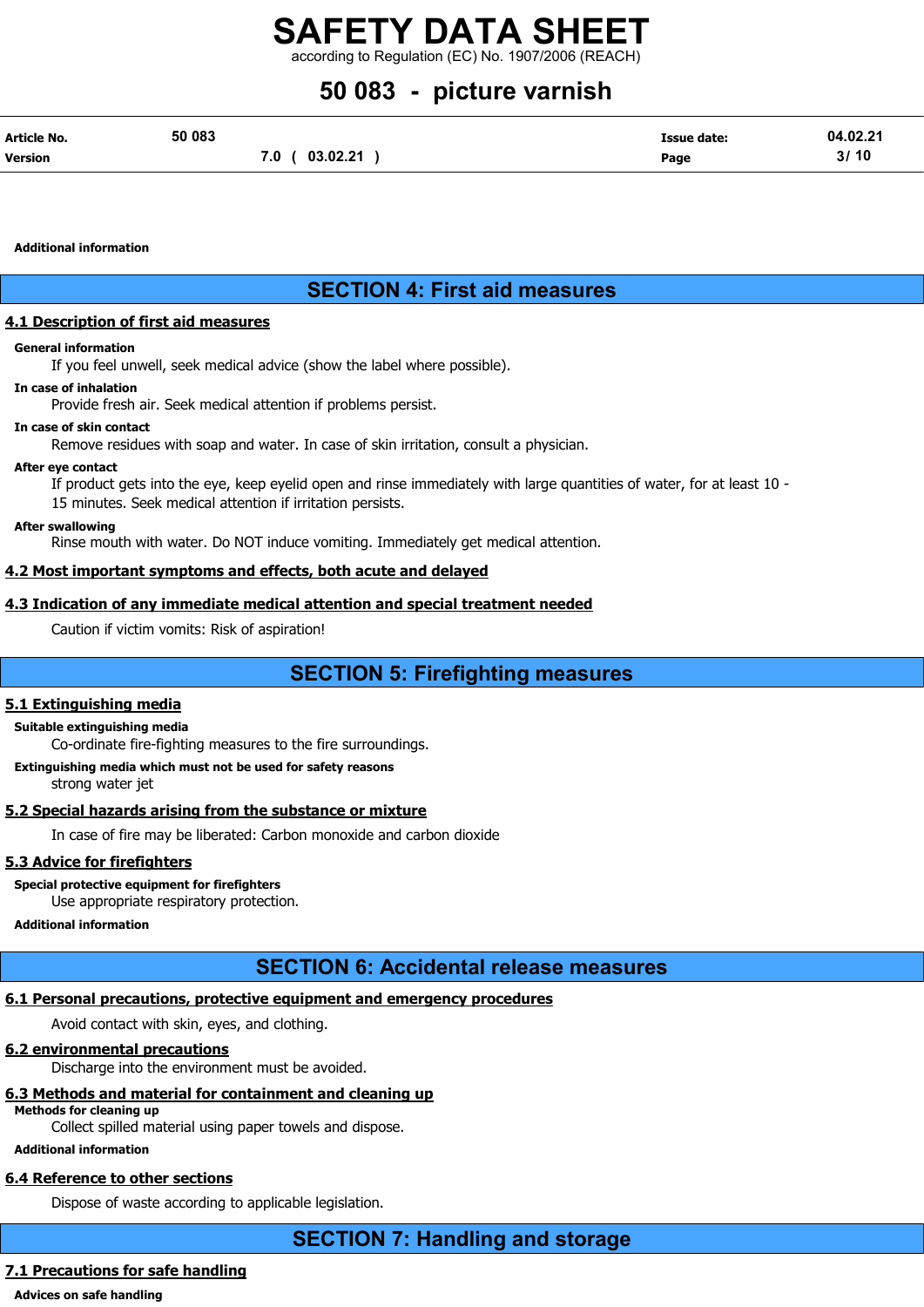Additional information

## SECTION 4: First aid measures

### 4.1 Description of first aid measures

**General information**

If you feel unwell, seek medical advice (show the label where possible).

**In case of inhalation**

Provide fresh air. Seek medical attention if problems persist.

**In case of skin contact**

Remove residues with soap and water. In case of skin irritation, consult a physician.

**After eye contact**

If product gets into the eye, keep eyelid open and rinse immediately with large quantities of water, for at least 10 - 15 minutes. Seek medical attention if irritation persists.

**After swallowing**

Rinse mouth with water. Do NOT induce vomiting. Immediately get medical attention.

### 4.2 Most important symptoms and effects, both acute and delayed

### 4.3 Indication of any immediate medical attention and special treatment needed

Caution if victim vomits: Risk of aspiration!

## SECTION 5: Firefighting measures

### 5.1 Extinguishing media

**Suitable extinguishing media**

Co-ordinate fire-fighting measures to the fire surroundings.

**Extinguishing media which must not be used for safety reasons**

strong water jet

### 5.2 Special hazards arising from the substance or mixture

In case of fire may be liberated: Carbon monoxide and carbon dioxide

### 5.3 Advice for firefighters

**Special protective equipment for firefighters**

Use appropriate respiratory protection.

**Additional information**

## SECTION 6: Accidental release measures

### 6.1 Personal precautions, protective equipment and emergency procedures

Avoid contact with skin, eyes, and clothing.

### 6.2 environmental precautions

Discharge into the environment must be avoided.

### 6.3 Methods and material for containment and cleaning up

**Methods for cleaning up**

Collect spilled material using paper towels and dispose.

**Additional information**

### 6.4 Reference to other sections

Dispose of waste according to applicable legislation.

## SECTION 7: Handling and storage

### 7.1 Precautions for safe handling

**Advices on safe handling**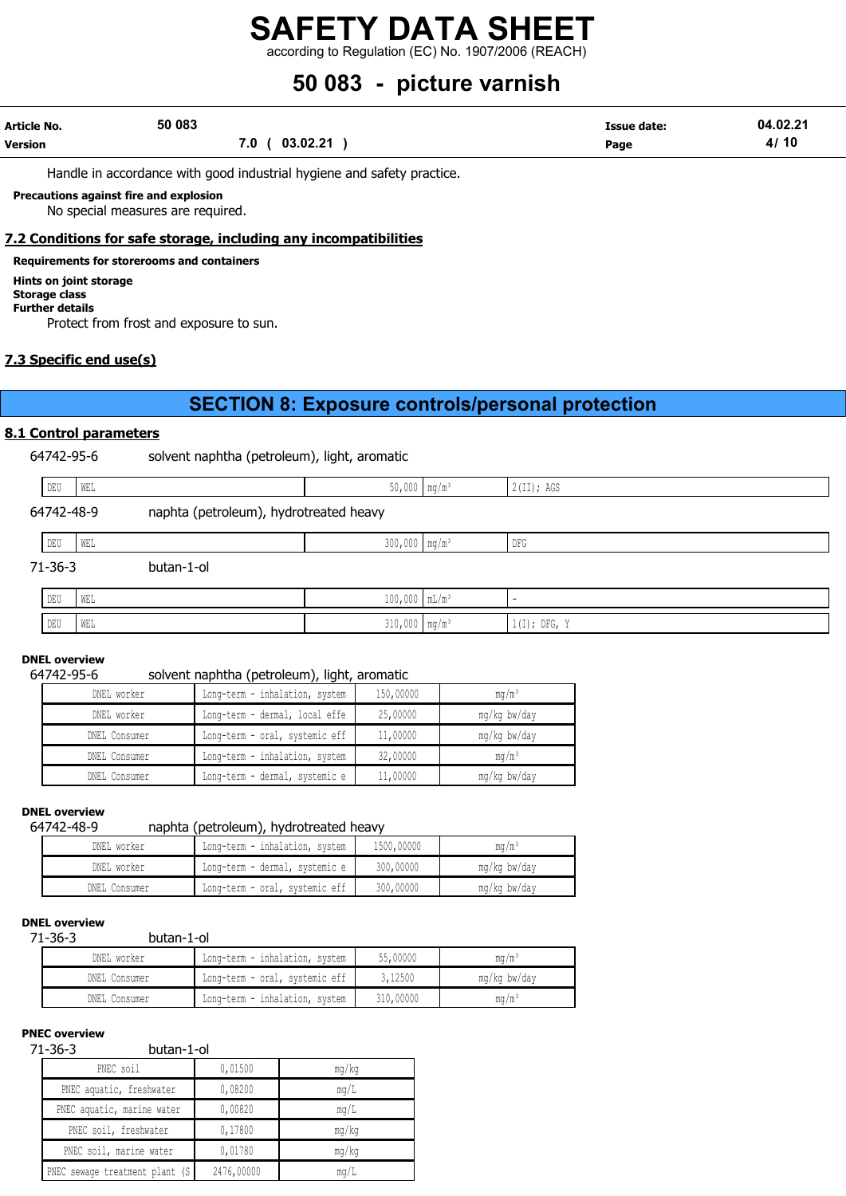Handle in accordance with good industrial hygiene and safety practice.

**Precautions against fire and explosion**

No special measures are required.

## 7.2 Conditions for safe storage, including any incompatibilities

**Requirements for storerooms and containers**

**Hints on joint storage**
**Storage class**
**Further details**

Protect from frost and exposure to sun.

## 7.3 Specific end use(s)

# SECTION 8: Exposure controls/personal protection

## 8.1 Control parameters

64742-95-6 solvent naphtha (petroleum), light, aromatic

| | | | | |
|---|---|---|---|---|
| DEU | WEL | 50,000 | mg/m³ | 2(II); AGS |

64742-48-9 naphta (petroleum), hydrotreated heavy

| | | | | |
|---|---|---|---|---|
| DEU | WEL | 300,000 | mg/m³ | DFG |

71-36-3 butan-1-ol

| | | | | |
|---|---|---|---|---|
| DEU | WEL | 100,000 | mL/m³ | - |
| DEU | WEL | 310,000 | mg/m³ | 1(I); DFG, Y |

**DNEL overview**

64742-95-6 solvent naphtha (petroleum), light, aromatic

| | | | |
|---|---|---|---|
| DNEL worker | Long-term - inhalation, system | 150,00000 | mg/m³ |
| DNEL worker | Long-term - dermal, local effe | 25,00000 | mg/kg bw/day |
| DNEL Consumer | Long-term - oral, systemic eff | 11,00000 | mg/kg bw/day |
| DNEL Consumer | Long-term - inhalation, system | 32,00000 | mg/m³ |
| DNEL Consumer | Long-term - dermal, systemic e | 11,00000 | mg/kg bw/day |

**DNEL overview**

64742-48-9 naphta (petroleum), hydrotreated heavy

| | | | |
|---|---|---|---|
| DNEL worker | Long-term - inhalation, system | 1500,00000 | mg/m³ |
| DNEL worker | Long-term - dermal, systemic e | 300,00000 | mg/kg bw/day |
| DNEL Consumer | Long-term - oral, systemic eff | 300,00000 | mg/kg bw/day |

**DNEL overview**

71-36-3 butan-1-ol

| | | | |
|---|---|---|---|
| DNEL worker | Long-term - inhalation, system | 55,00000 | mg/m³ |
| DNEL Consumer | Long-term - oral, systemic eff | 3,12500 | mg/kg bw/day |
| DNEL Consumer | Long-term - inhalation, system | 310,00000 | mg/m³ |

**PNEC overview**

71-36-3 butan-1-ol

| | | |
|---|---|---|
| PNEC soil | 0,01500 | mg/kg |
| PNEC aquatic, freshwater | 0,08200 | mg/L |
| PNEC aquatic, marine water | 0,00820 | mg/L |
| PNEC soil, freshwater | 0,17800 | mg/kg |
| PNEC soil, marine water | 0,01780 | mg/kg |
| PNEC sewage treatment plant (S | 2476,00000 | mg/L |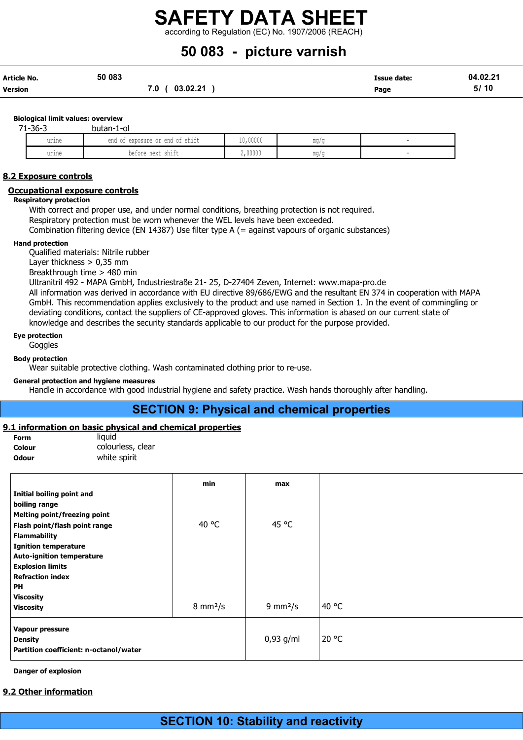**Biological limit values: overview**

71-36-3 butan-1-ol

| | | | | |
|---|---|---|---|---|
| urine | end of exposure or end of shift | 10,00000 | mg/g | - |
| urine | before next shift | 2,00000 | mg/g | - |

## 8.2 Exposure controls

### Occupational exposure controls

**Respiratory protection**

With correct and proper use, and under normal conditions, breathing protection is not required.
Respiratory protection must be worn whenever the WEL levels have been exceeded.
Combination filtering device (EN 14387) Use filter type A (= against vapours of organic substances)

**Hand protection**

Qualified materials: Nitrile rubber
Layer thickness > 0,35 mm
Breakthrough time > 480 min
Ultranitril 492 - MAPA GmbH, Industriestraße 21- 25, D-27404 Zeven, Internet: www.mapa-pro.de
All information was derived in accordance with EU directive 89/686/EWG and the resultant EN 374 in cooperation with MAPA GmbH. This recommendation applies exclusively to the product and use named in Section 1. In the event of commingling or deviating conditions, contact the suppliers of CE-approved gloves. This information is abased on our current state of knowledge and describes the security standards applicable to our product for the purpose provided.

**Eye protection**

Goggles

**Body protection**

Wear suitable protective clothing. Wash contaminated clothing prior to re-use.

**General protection and hygiene measures**

Handle in accordance with good industrial hygiene and safety practice. Wash hands thoroughly after handling.

# SECTION 9: Physical and chemical properties

## 9.1 information on basic physical and chemical properties

**Form** liquid
**Colour** colourless, clear
**Odour** white spirit

| | min | max | |
|---|---|---|---|
| **Initial boiling point and boiling range** | | | |
| **Melting point/freezing point** | | | |
| **Flash point/flash point range** | 40 °C | 45 °C | |
| **Flammability** | | | |
| **Ignition temperature** | | | |
| **Auto-ignition temperature** | | | |
| **Explosion limits** | | | |
| **Refraction index** | | | |
| **PH** | | | |
| **Viscosity** | | | |
| **Viscosity** | 8 mm²/s | 9 mm²/s | 40 °C |
| **Vapour pressure** | | | |
| **Density** | | 0,93 g/ml | 20 °C |
| **Partition coefficient: n-octanol/water** | | | |

**Danger of explosion**

## 9.2 Other information

# SECTION 10: Stability and reactivity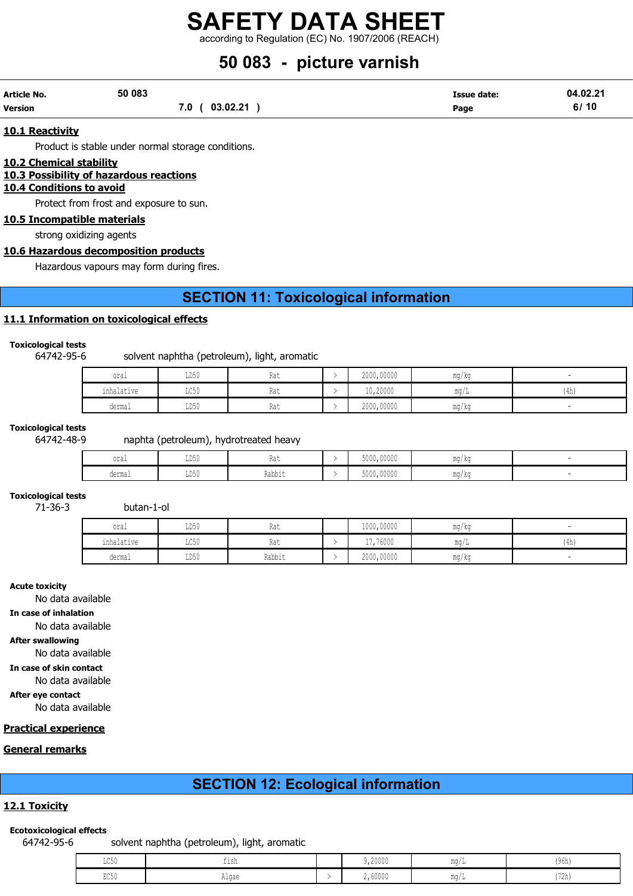### 10.1 Reactivity

Product is stable under normal storage conditions.

### 10.2 Chemical stability

### 10.3 Possibility of hazardous reactions

### 10.4 Conditions to avoid

Protect from frost and exposure to sun.

### 10.5 Incompatible materials

strong oxidizing agents

### 10.6 Hazardous decomposition products

Hazardous vapours may form during fires.

## SECTION 11: Toxicological information

### 11.1 Information on toxicological effects

**Toxicological tests**

64742-95-6 solvent naphtha (petroleum), light, aromatic

| | | | | | | |
|---|---|---|---|---|---|---|
| oral | LD50 | Rat | > | 2000,00000 | mg/kg | - |
| inhalative | LC50 | Rat | > | 10,20000 | mg/L | (4h) |
| dermal | LD50 | Rat | > | 2000,00000 | mg/kg | - |

**Toxicological tests**

64742-48-9 naphta (petroleum), hydrotreated heavy

| | | | | | | |
|---|---|---|---|---|---|---|
| oral | LD50 | Rat | > | 5000,00000 | mg/kg | - |
| dermal | LD50 | Rabbit | > | 5000,00000 | mg/kg | - |

**Toxicological tests**

71-36-3 butan-1-ol

| | | | | | | |
|---|---|---|---|---|---|---|
| oral | LD50 | Rat | | 1000,00000 | mg/kg | - |
| inhalative | LC50 | Rat | > | 17,76000 | mg/L | (4h) |
| dermal | LD50 | Rabbit | > | 2000,00000 | mg/kg | - |

**Acute toxicity**

No data available

**In case of inhalation**

No data available

**After swallowing**

No data available

**In case of skin contact**

No data available

**After eye contact**

No data available

### Practical experience

### General remarks

## SECTION 12: Ecological information

### 12.1 Toxicity

**Ecotoxicological effects**

64742-95-6 solvent naphtha (petroleum), light, aromatic

| | | | | | |
|---|---|---|---|---|---|
| LC50 | fish | | 9,20000 | mg/L | (96h) |
| EC50 | Algae | > | 2,60000 | mg/L | (72h) |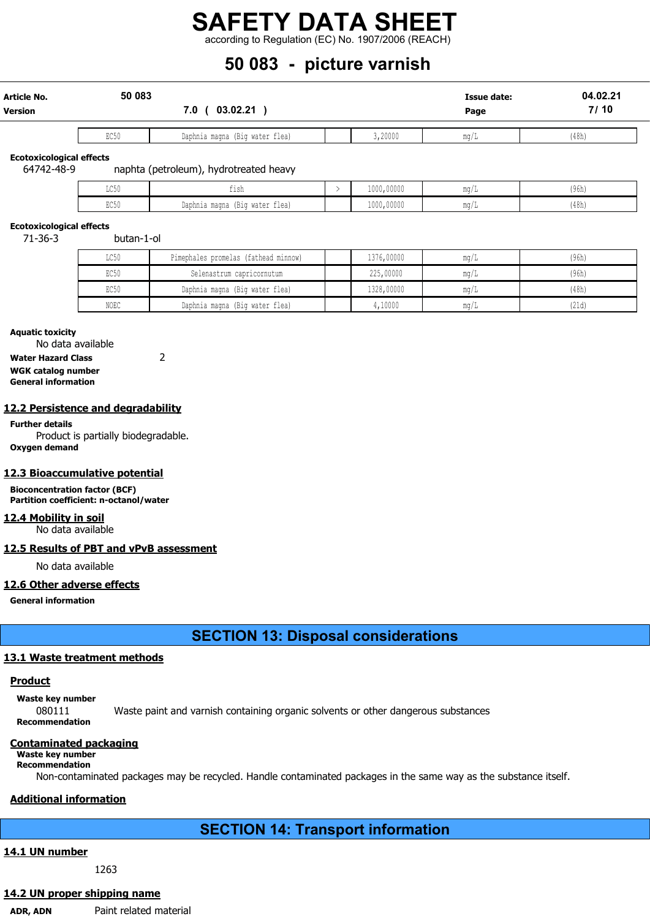| EC50 | Daphnia magna (Big water flea) | | 3,20000 | mg/L | (48h) |
|---|---|---|---|---|---|

**Ecotoxicological effects**

64742-48-9 naphta (petroleum), hydrotreated heavy

| LC50 | fish | > | 1000,00000 | mg/L | (96h) |
|---|---|---|---|---|---|
| EC50 | Daphnia magna (Big water flea) | | 1000,00000 | mg/L | (48h) |

**Ecotoxicological effects**

71-36-3 butan-1-ol

| LC50 | Pimephales promelas (fathead minnow) | | 1376,00000 | mg/L | (96h) |
|---|---|---|---|---|---|
| EC50 | Selenastrum capricornutum | | 225,00000 | mg/L | (96h) |
| EC50 | Daphnia magna (Big water flea) | | 1328,00000 | mg/L | (48h) |
| NOEC | Daphnia magna (Big water flea) | | 4,10000 | mg/L | (21d) |

**Aquatic toxicity**

No data available

**Water Hazard Class** 2

**WGK catalog number**

**General information**

## 12.2 Persistence and degradability

**Further details**

Product is partially biodegradable.

**Oxygen demand**

## 12.3 Bioaccumulative potential

**Bioconcentration factor (BCF)**

**Partition coefficient: n-octanol/water**

## 12.4 Mobility in soil

No data available

## 12.5 Results of PBT and vPvB assessment

No data available

## 12.6 Other adverse effects

**General information**

# SECTION 13: Disposal considerations

## 13.1 Waste treatment methods

### Product

**Waste key number**

080111 Waste paint and varnish containing organic solvents or other dangerous substances

**Recommendation**

### Contaminated packaging

**Waste key number**

**Recommendation**

Non-contaminated packages may be recycled. Handle contaminated packages in the same way as the substance itself.

### Additional information

# SECTION 14: Transport information

## 14.1 UN number

1263

## 14.2 UN proper shipping name

**ADR, ADN** Paint related material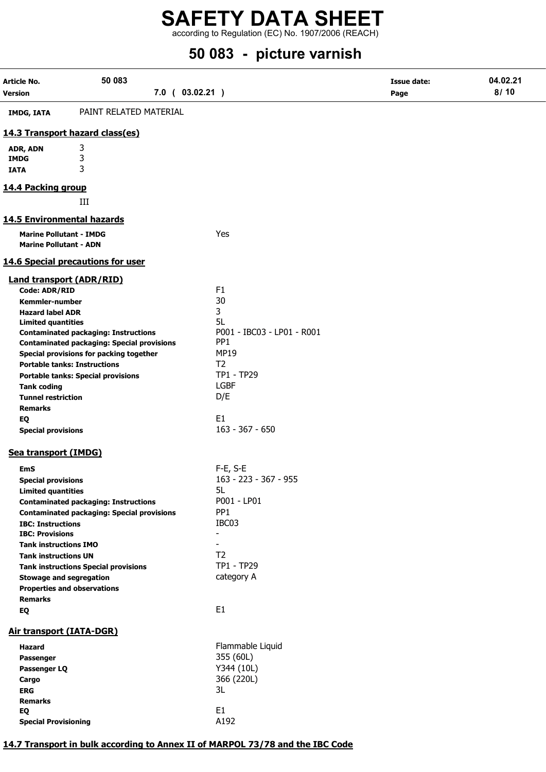| | |
|---|---|
| **IMDG, IATA** | PAINT RELATED MATERIAL |

## 14.3 Transport hazard class(es)

| | |
|---|---|
| **ADR, ADN** | 3 |
| **IMDG** | 3 |
| **IATA** | 3 |

## 14.4 Packing group

III

## 14.5 Environmental hazards

| | |
|---|---|
| **Marine Pollutant - IMDG** | Yes |
| **Marine Pollutant - ADN** | |

## 14.6 Special precautions for user

### Land transport (ADR/RID)

| | |
|---|---|
| **Code: ADR/RID** | F1 |
| **Kemmler-number** | 30 |
| **Hazard label ADR** | 3 |
| **Limited quantities** | 5L |
| **Contaminated packaging: Instructions** | P001 - IBC03 - LP01 - R001 |
| **Contaminated packaging: Special provisions** | PP1 |
| **Special provisions for packing together** | MP19 |
| **Portable tanks: Instructions** | T2 |
| **Portable tanks: Special provisions** | TP1 - TP29 |
| **Tank coding** | LGBF |
| **Tunnel restriction** | D/E |
| **Remarks** | |
| **EQ** | E1 |
| **Special provisions** | 163 - 367 - 650 |

### Sea transport (IMDG)

| | |
|---|---|
| **EmS** | F-E, S-E |
| **Special provisions** | 163 - 223 - 367 - 955 |
| **Limited quantities** | 5L |
| **Contaminated packaging: Instructions** | P001 - LP01 |
| **Contaminated packaging: Special provisions** | PP1 |
| **IBC: Instructions** | IBC03 |
| **IBC: Provisions** | - |
| **Tank instructions IMO** | - |
| **Tank instructions UN** | T2 |
| **Tank instructions Special provisions** | TP1 - TP29 |
| **Stowage and segregation** | category A |
| **Properties and observations** | |
| **Remarks** | |
| **EQ** | E1 |

### Air transport (IATA-DGR)

| | |
|---|---|
| **Hazard** | Flammable Liquid |
| **Passenger** | 355 (60L) |
| **Passenger LQ** | Y344 (10L) |
| **Cargo** | 366 (220L) |
| **ERG** | 3L |
| **Remarks** | |
| **EQ** | E1 |
| **Special Provisioning** | A192 |

## 14.7 Transport in bulk according to Annex II of MARPOL 73/78 and the IBC Code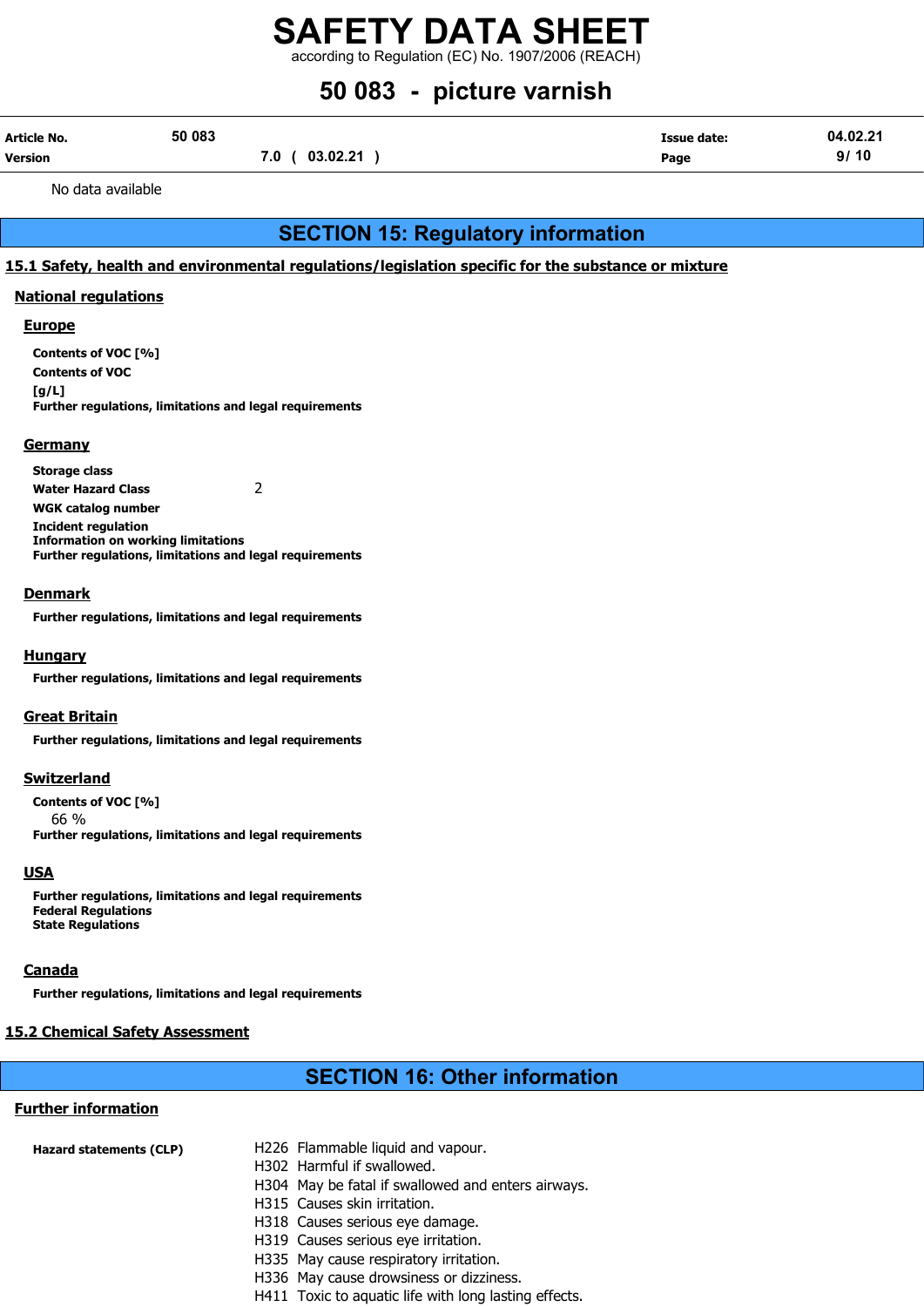No data available

## SECTION 15: Regulatory information

### 15.1 Safety, health and environmental regulations/legislation specific for the substance or mixture

#### National regulations

##### Europe

**Contents of VOC [%]**

**Contents of VOC [g/L]**

**Further regulations, limitations and legal requirements**

##### Germany

**Storage class**

**Water Hazard Class** 2

**WGK catalog number**

**Incident regulation**

**Information on working limitations**

**Further regulations, limitations and legal requirements**

##### Denmark

**Further regulations, limitations and legal requirements**

##### Hungary

**Further regulations, limitations and legal requirements**

##### Great Britain

**Further regulations, limitations and legal requirements**

##### Switzerland

**Contents of VOC [%]**

66 %

**Further regulations, limitations and legal requirements**

##### USA

**Further regulations, limitations and legal requirements**

**Federal Regulations**

**State Regulations**

##### Canada

**Further regulations, limitations and legal requirements**

### 15.2 Chemical Safety Assessment

## SECTION 16: Other information

#### Further information

**Hazard statements (CLP)**

H226 Flammable liquid and vapour.
H302 Harmful if swallowed.
H304 May be fatal if swallowed and enters airways.
H315 Causes skin irritation.
H318 Causes serious eye damage.
H319 Causes serious eye irritation.
H335 May cause respiratory irritation.
H336 May cause drowsiness or dizziness.
H411 Toxic to aquatic life with long lasting effects.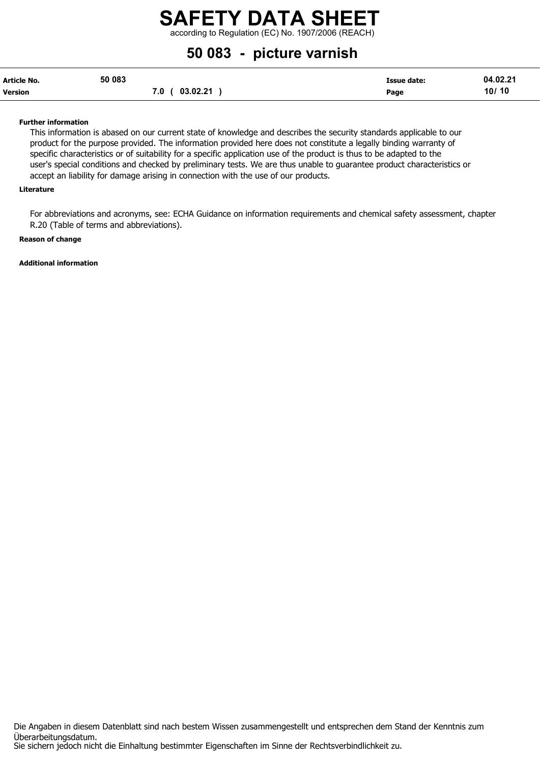**Further information**

This information is abased on our current state of knowledge and describes the security standards applicable to our product for the purpose provided. The information provided here does not constitute a legally binding warranty of specific characteristics or of suitability for a specific application use of the product is thus to be adapted to the user's special conditions and checked by preliminary tests. We are thus unable to guarantee product characteristics or accept an liability for damage arising in connection with the use of our products.

**Literature**

For abbreviations and acronyms, see: ECHA Guidance on information requirements and chemical safety assessment, chapter R.20 (Table of terms and abbreviations).

**Reason of change**

**Additional information**

Die Angaben in diesem Datenblatt sind nach bestem Wissen zusammengestellt und entsprechen dem Stand der Kenntnis zum Überarbeitungsdatum.
Sie sichern jedoch nicht die Einhaltung bestimmter Eigenschaften im Sinne der Rechtsverbindlichkeit zu.